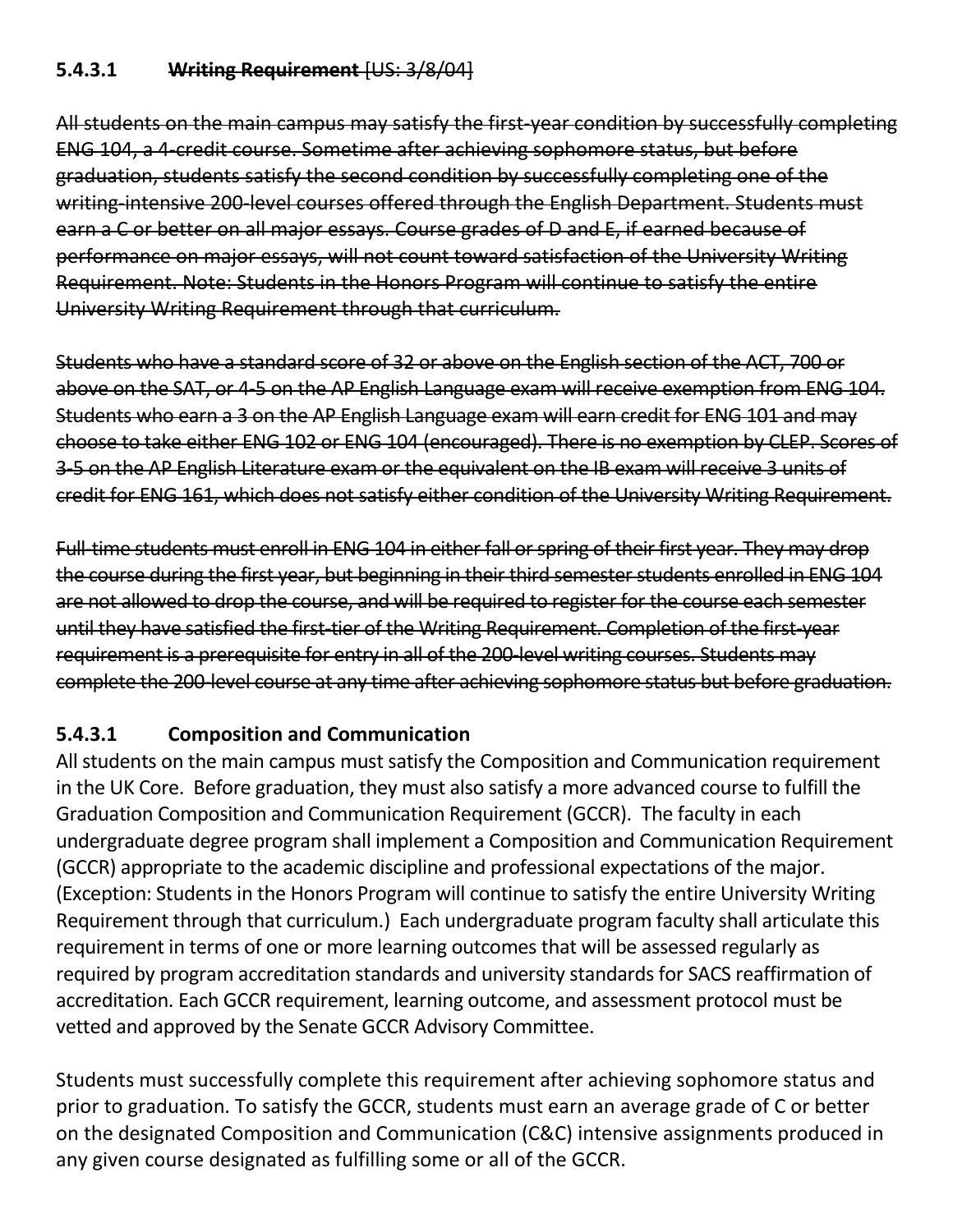**5.4.3.1 ~~Writing Requirement~~** ~~[US: 3/8/04]~~

~~All students on the main campus may satisfy the first-year condition by successfully completing ENG 104, a 4-credit course. Sometime after achieving sophomore status, but before graduation, students satisfy the second condition by successfully completing one of the writing-intensive 200-level courses offered through the English Department. Students must earn a C or better on all major essays. Course grades of D and E, if earned because of performance on major essays, will not count toward satisfaction of the University Writing Requirement. Note: Students in the Honors Program will continue to satisfy the entire University Writing Requirement through that curriculum.~~

~~Students who have a standard score of 32 or above on the English section of the ACT, 700 or above on the SAT, or 4-5 on the AP English Language exam will receive exemption from ENG 104. Students who earn a 3 on the AP English Language exam will earn credit for ENG 101 and may choose to take either ENG 102 or ENG 104 (encouraged). There is no exemption by CLEP. Scores of 3-5 on the AP English Literature exam or the equivalent on the IB exam will receive 3 units of credit for ENG 161, which does not satisfy either condition of the University Writing Requirement.~~

~~Full-time students must enroll in ENG 104 in either fall or spring of their first year. They may drop the course during the first year, but beginning in their third semester students enrolled in ENG 104 are not allowed to drop the course, and will be required to register for the course each semester until they have satisfied the first-tier of the Writing Requirement. Completion of the first-year requirement is a prerequisite for entry in all of the 200-level writing courses. Students may complete the 200-level course at any time after achieving sophomore status but before graduation.~~

### 5.4.3.1 Composition and Communication

All students on the main campus must satisfy the Composition and Communication requirement in the UK Core. Before graduation, they must also satisfy a more advanced course to fulfill the Graduation Composition and Communication Requirement (GCCR). The faculty in each undergraduate degree program shall implement a Composition and Communication Requirement (GCCR) appropriate to the academic discipline and professional expectations of the major. (Exception: Students in the Honors Program will continue to satisfy the entire University Writing Requirement through that curriculum.) Each undergraduate program faculty shall articulate this requirement in terms of one or more learning outcomes that will be assessed regularly as required by program accreditation standards and university standards for SACS reaffirmation of accreditation. Each GCCR requirement, learning outcome, and assessment protocol must be vetted and approved by the Senate GCCR Advisory Committee.

Students must successfully complete this requirement after achieving sophomore status and prior to graduation. To satisfy the GCCR, students must earn an average grade of C or better on the designated Composition and Communication (C&C) intensive assignments produced in any given course designated as fulfilling some or all of the GCCR.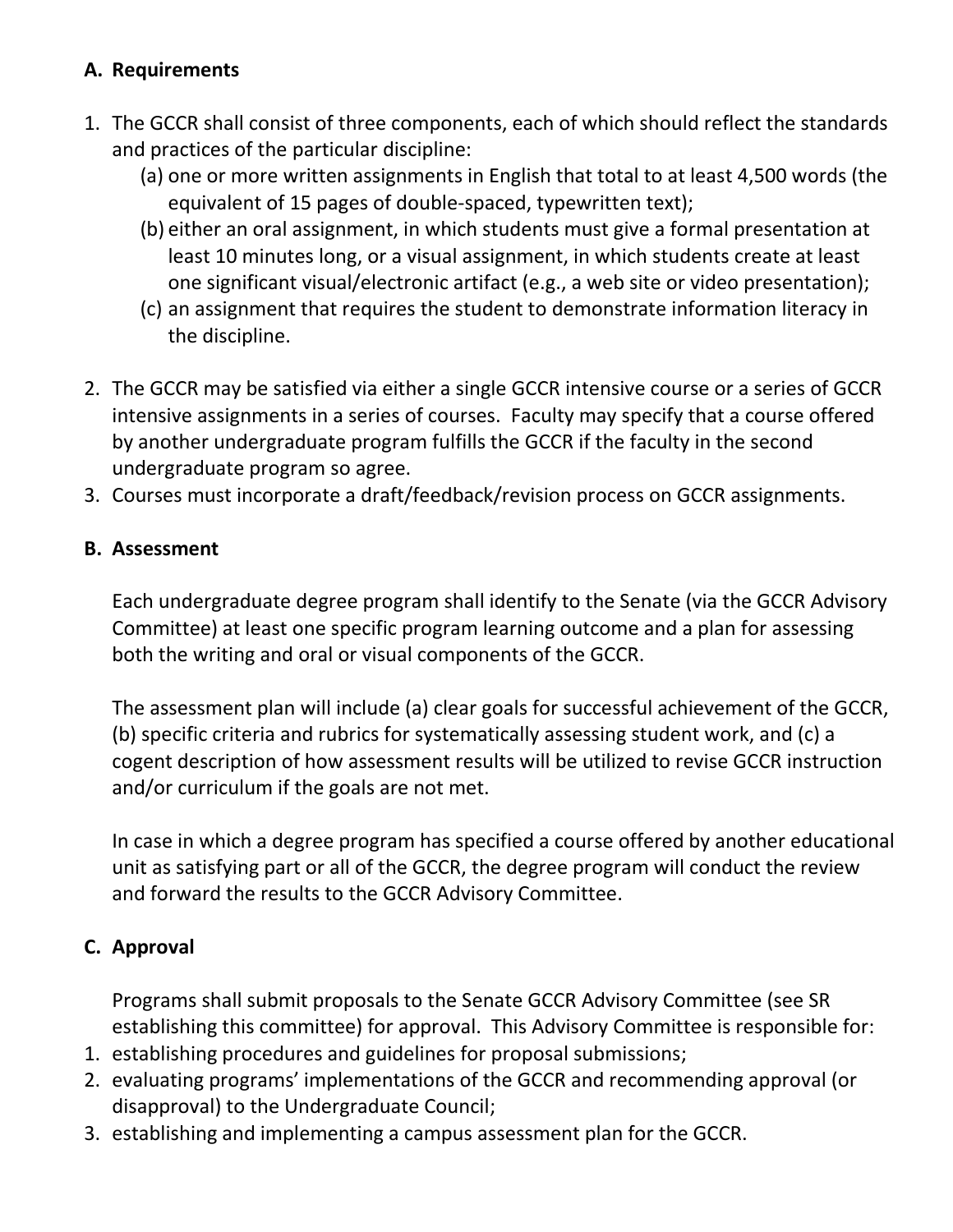## A. Requirements

1. The GCCR shall consist of three components, each of which should reflect the standards and practices of the particular discipline:
   (a) one or more written assignments in English that total to at least 4,500 words (the equivalent of 15 pages of double-spaced, typewritten text);
   (b) either an oral assignment, in which students must give a formal presentation at least 10 minutes long, or a visual assignment, in which students create at least one significant visual/electronic artifact (e.g., a web site or video presentation);
   (c) an assignment that requires the student to demonstrate information literacy in the discipline.

2. The GCCR may be satisfied via either a single GCCR intensive course or a series of GCCR intensive assignments in a series of courses. Faculty may specify that a course offered by another undergraduate program fulfills the GCCR if the faculty in the second undergraduate program so agree.
3. Courses must incorporate a draft/feedback/revision process on GCCR assignments.

## B. Assessment

Each undergraduate degree program shall identify to the Senate (via the GCCR Advisory Committee) at least one specific program learning outcome and a plan for assessing both the writing and oral or visual components of the GCCR.

The assessment plan will include (a) clear goals for successful achievement of the GCCR, (b) specific criteria and rubrics for systematically assessing student work, and (c) a cogent description of how assessment results will be utilized to revise GCCR instruction and/or curriculum if the goals are not met.

In case in which a degree program has specified a course offered by another educational unit as satisfying part or all of the GCCR, the degree program will conduct the review and forward the results to the GCCR Advisory Committee.

## C. Approval

Programs shall submit proposals to the Senate GCCR Advisory Committee (see SR establishing this committee) for approval. This Advisory Committee is responsible for:

1. establishing procedures and guidelines for proposal submissions;
2. evaluating programs' implementations of the GCCR and recommending approval (or disapproval) to the Undergraduate Council;
3. establishing and implementing a campus assessment plan for the GCCR.